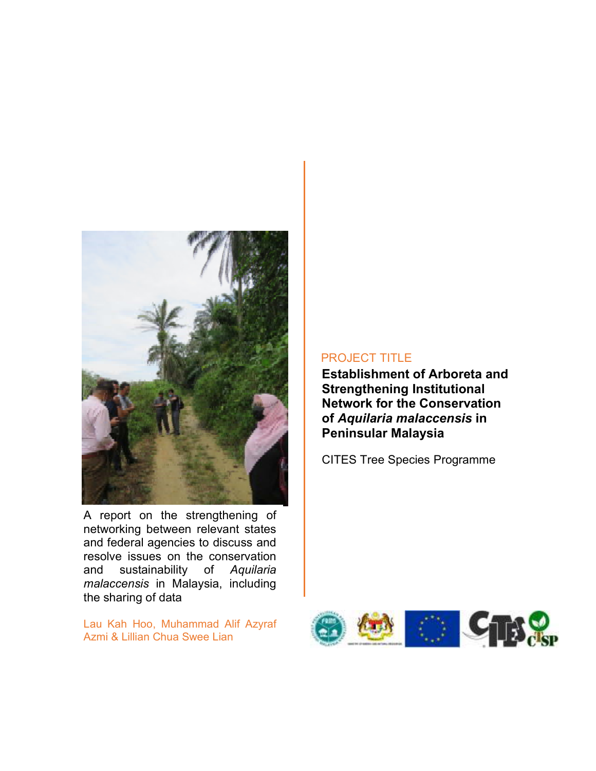PROJECT TITLE

# Establishment of Arboreta and Strengthening Institutional Network for the Conservation of *Aquilaria malaccensis* in Peninsular Malaysia

CITES Tree Species Programme

A report on the strengthening of networking between relevant states and federal agencies to discuss and resolve issues on the conservation and sustainability of *Aquilaria malaccensis* in Malaysia, including the sharing of data

Lau Kah Hoo, Muhammad Alif Azyraf Azmi & Lillian Chua Swee Lian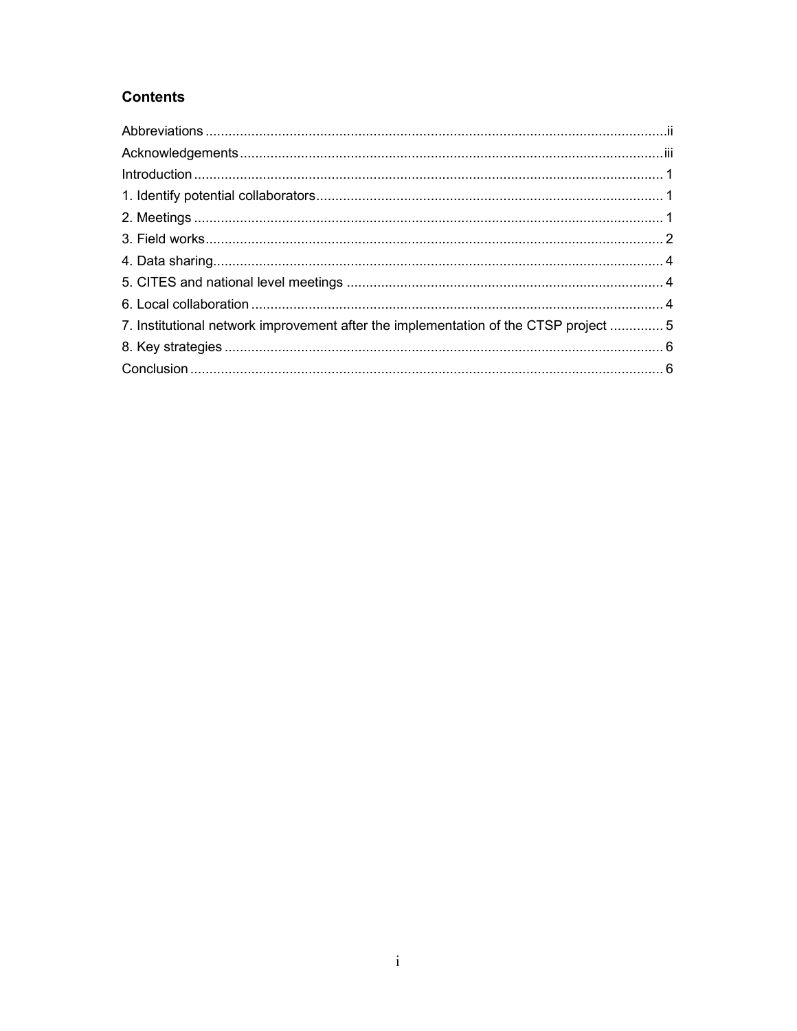## Contents

| | |
|---|---|
| Abbreviations | ii |
| Acknowledgements | iii |
| Introduction | 1 |
| 1. Identify potential collaborators | 1 |
| 2. Meetings | 1 |
| 3. Field works | 2 |
| 4. Data sharing | 4 |
| 5. CITES and national level meetings | 4 |
| 6. Local collaboration | 4 |
| 7. Institutional network improvement after the implementation of the CTSP project | 5 |
| 8. Key strategies | 6 |
| Conclusion | 6 |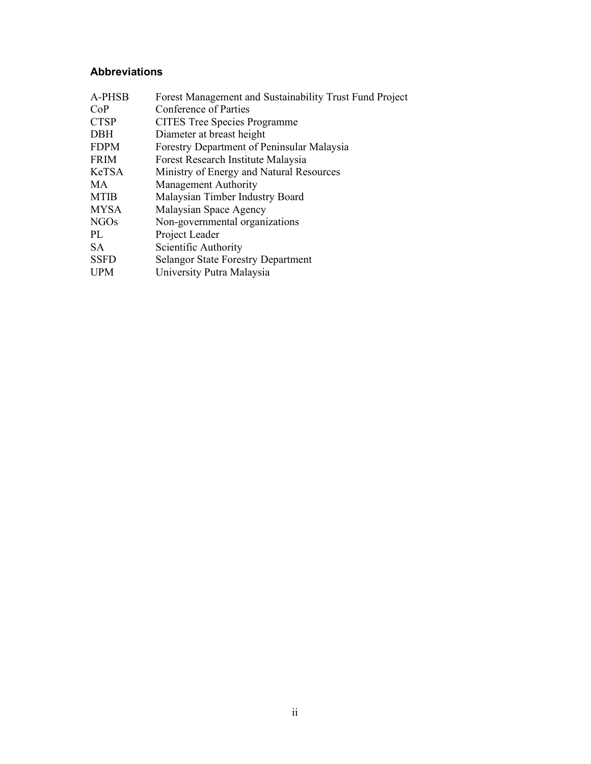## Abbreviations

| | |
|---|---|
| A-PHSB | Forest Management and Sustainability Trust Fund Project |
| CoP | Conference of Parties |
| CTSP | CITES Tree Species Programme |
| DBH | Diameter at breast height |
| FDPM | Forestry Department of Peninsular Malaysia |
| FRIM | Forest Research Institute Malaysia |
| KeTSA | Ministry of Energy and Natural Resources |
| MA | Management Authority |
| MTIB | Malaysian Timber Industry Board |
| MYSA | Malaysian Space Agency |
| NGOs | Non-governmental organizations |
| PL | Project Leader |
| SA | Scientific Authority |
| SSFD | Selangor State Forestry Department |
| UPM | University Putra Malaysia |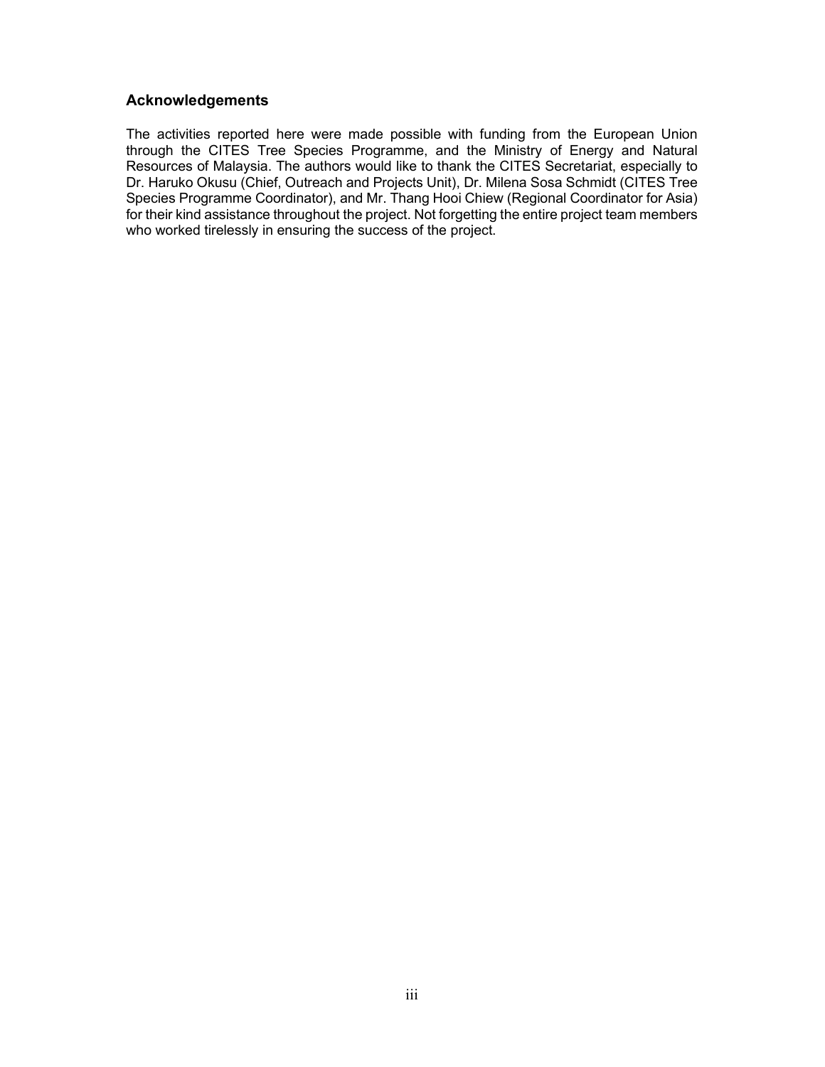## Acknowledgements

The activities reported here were made possible with funding from the European Union through the CITES Tree Species Programme, and the Ministry of Energy and Natural Resources of Malaysia. The authors would like to thank the CITES Secretariat, especially to Dr. Haruko Okusu (Chief, Outreach and Projects Unit), Dr. Milena Sosa Schmidt (CITES Tree Species Programme Coordinator), and Mr. Thang Hooi Chiew (Regional Coordinator for Asia) for their kind assistance throughout the project. Not forgetting the entire project team members who worked tirelessly in ensuring the success of the project.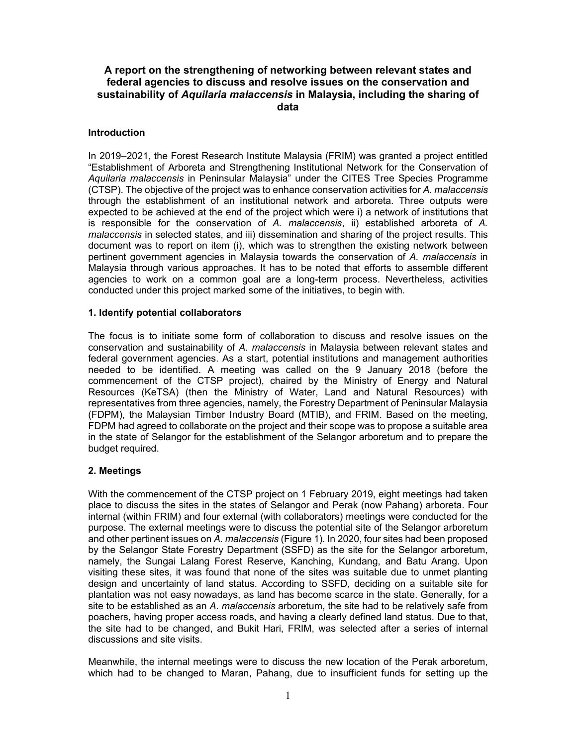# A report on the strengthening of networking between relevant states and federal agencies to discuss and resolve issues on the conservation and sustainability of *Aquilaria malaccensis* in Malaysia, including the sharing of data

## Introduction

In 2019–2021, the Forest Research Institute Malaysia (FRIM) was granted a project entitled "Establishment of Arboreta and Strengthening Institutional Network for the Conservation of *Aquilaria malaccensis* in Peninsular Malaysia" under the CITES Tree Species Programme (CTSP). The objective of the project was to enhance conservation activities for *A. malaccensis* through the establishment of an institutional network and arboreta. Three outputs were expected to be achieved at the end of the project which were i) a network of institutions that is responsible for the conservation of *A. malaccensis*, ii) established arboreta of *A. malaccensis* in selected states, and iii) dissemination and sharing of the project results. This document was to report on item (i), which was to strengthen the existing network between pertinent government agencies in Malaysia towards the conservation of *A. malaccensis* in Malaysia through various approaches. It has to be noted that efforts to assemble different agencies to work on a common goal are a long-term process. Nevertheless, activities conducted under this project marked some of the initiatives, to begin with.

## 1. Identify potential collaborators

The focus is to initiate some form of collaboration to discuss and resolve issues on the conservation and sustainability of *A. malaccensis* in Malaysia between relevant states and federal government agencies. As a start, potential institutions and management authorities needed to be identified. A meeting was called on the 9 January 2018 (before the commencement of the CTSP project), chaired by the Ministry of Energy and Natural Resources (KeTSA) (then the Ministry of Water, Land and Natural Resources) with representatives from three agencies, namely, the Forestry Department of Peninsular Malaysia (FDPM), the Malaysian Timber Industry Board (MTIB), and FRIM. Based on the meeting, FDPM had agreed to collaborate on the project and their scope was to propose a suitable area in the state of Selangor for the establishment of the Selangor arboretum and to prepare the budget required.

## 2. Meetings

With the commencement of the CTSP project on 1 February 2019, eight meetings had taken place to discuss the sites in the states of Selangor and Perak (now Pahang) arboreta. Four internal (within FRIM) and four external (with collaborators) meetings were conducted for the purpose. The external meetings were to discuss the potential site of the Selangor arboretum and other pertinent issues on *A. malaccensis* (Figure 1). In 2020, four sites had been proposed by the Selangor State Forestry Department (SSFD) as the site for the Selangor arboretum, namely, the Sungai Lalang Forest Reserve, Kanching, Kundang, and Batu Arang. Upon visiting these sites, it was found that none of the sites was suitable due to unmet planting design and uncertainty of land status. According to SSFD, deciding on a suitable site for plantation was not easy nowadays, as land has become scarce in the state. Generally, for a site to be established as an *A. malaccensis* arboretum, the site had to be relatively safe from poachers, having proper access roads, and having a clearly defined land status. Due to that, the site had to be changed, and Bukit Hari, FRIM, was selected after a series of internal discussions and site visits.

Meanwhile, the internal meetings were to discuss the new location of the Perak arboretum, which had to be changed to Maran, Pahang, due to insufficient funds for setting up the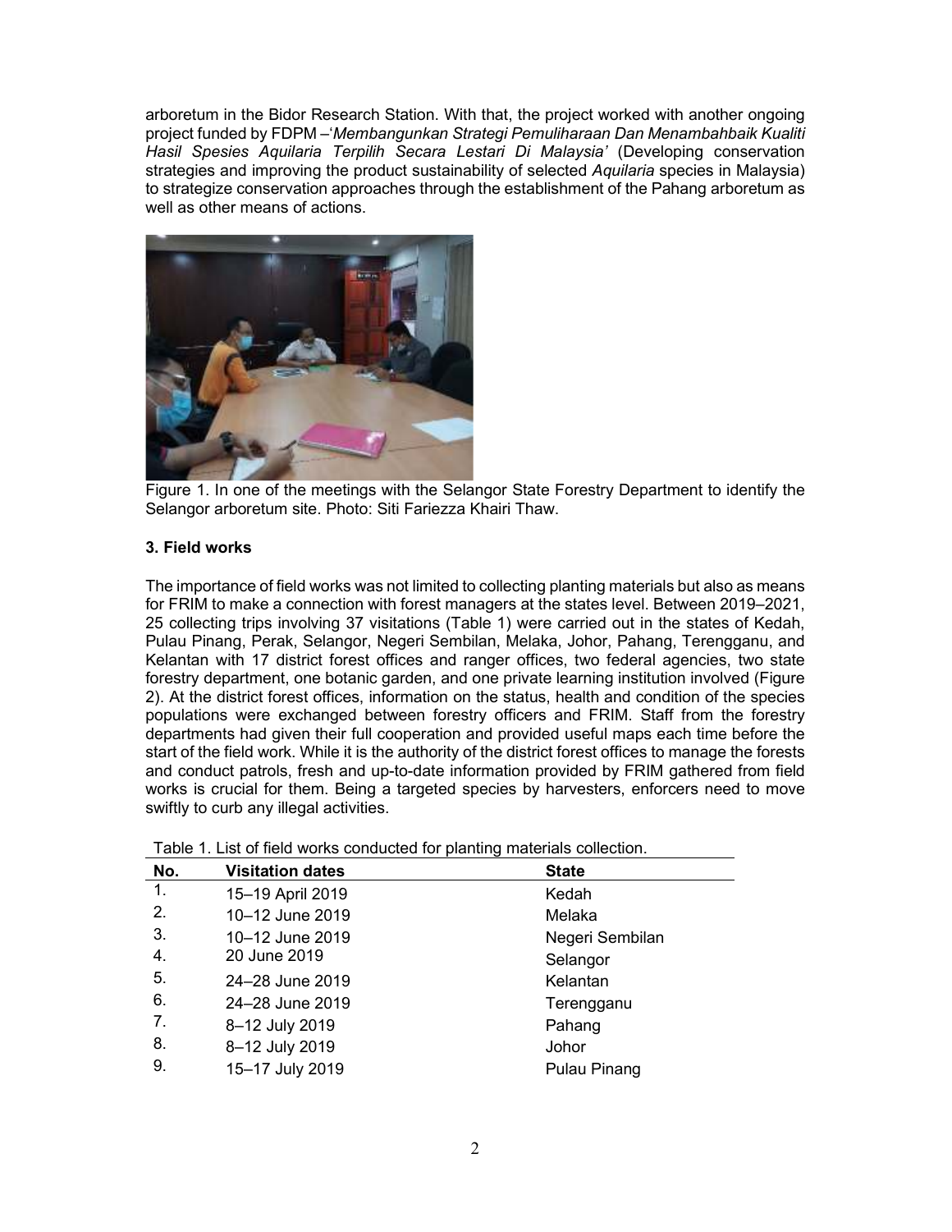arboretum in the Bidor Research Station. With that, the project worked with another ongoing project funded by FDPM –'*Membangunkan Strategi Pemuliharaan Dan Menambahbaik Kualiti Hasil Spesies Aquilaria Terpilih Secara Lestari Di Malaysia'* (Developing conservation strategies and improving the product sustainability of selected *Aquilaria* species in Malaysia) to strategize conservation approaches through the establishment of the Pahang arboretum as well as other means of actions.

Figure 1. In one of the meetings with the Selangor State Forestry Department to identify the Selangor arboretum site. Photo: Siti Fariezza Khairi Thaw.

### 3. Field works

The importance of field works was not limited to collecting planting materials but also as means for FRIM to make a connection with forest managers at the states level. Between 2019–2021, 25 collecting trips involving 37 visitations (Table 1) were carried out in the states of Kedah, Pulau Pinang, Perak, Selangor, Negeri Sembilan, Melaka, Johor, Pahang, Terengganu, and Kelantan with 17 district forest offices and ranger offices, two federal agencies, two state forestry department, one botanic garden, and one private learning institution involved (Figure 2). At the district forest offices, information on the status, health and condition of the species populations were exchanged between forestry officers and FRIM. Staff from the forestry departments had given their full cooperation and provided useful maps each time before the start of the field work. While it is the authority of the district forest offices to manage the forests and conduct patrols, fresh and up-to-date information provided by FRIM gathered from field works is crucial for them. Being a targeted species by harvesters, enforcers need to move swiftly to curb any illegal activities.

Table 1. List of field works conducted for planting materials collection.

| No. | Visitation dates | State |
|---|---|---|
| 1. | 15–19 April 2019 | Kedah |
| 2. | 10–12 June 2019 | Melaka |
| 3. | 10–12 June 2019 | Negeri Sembilan |
| 4. | 20 June 2019 | Selangor |
| 5. | 24–28 June 2019 | Kelantan |
| 6. | 24–28 June 2019 | Terengganu |
| 7. | 8–12 July 2019 | Pahang |
| 8. | 8–12 July 2019 | Johor |
| 9. | 15–17 July 2019 | Pulau Pinang |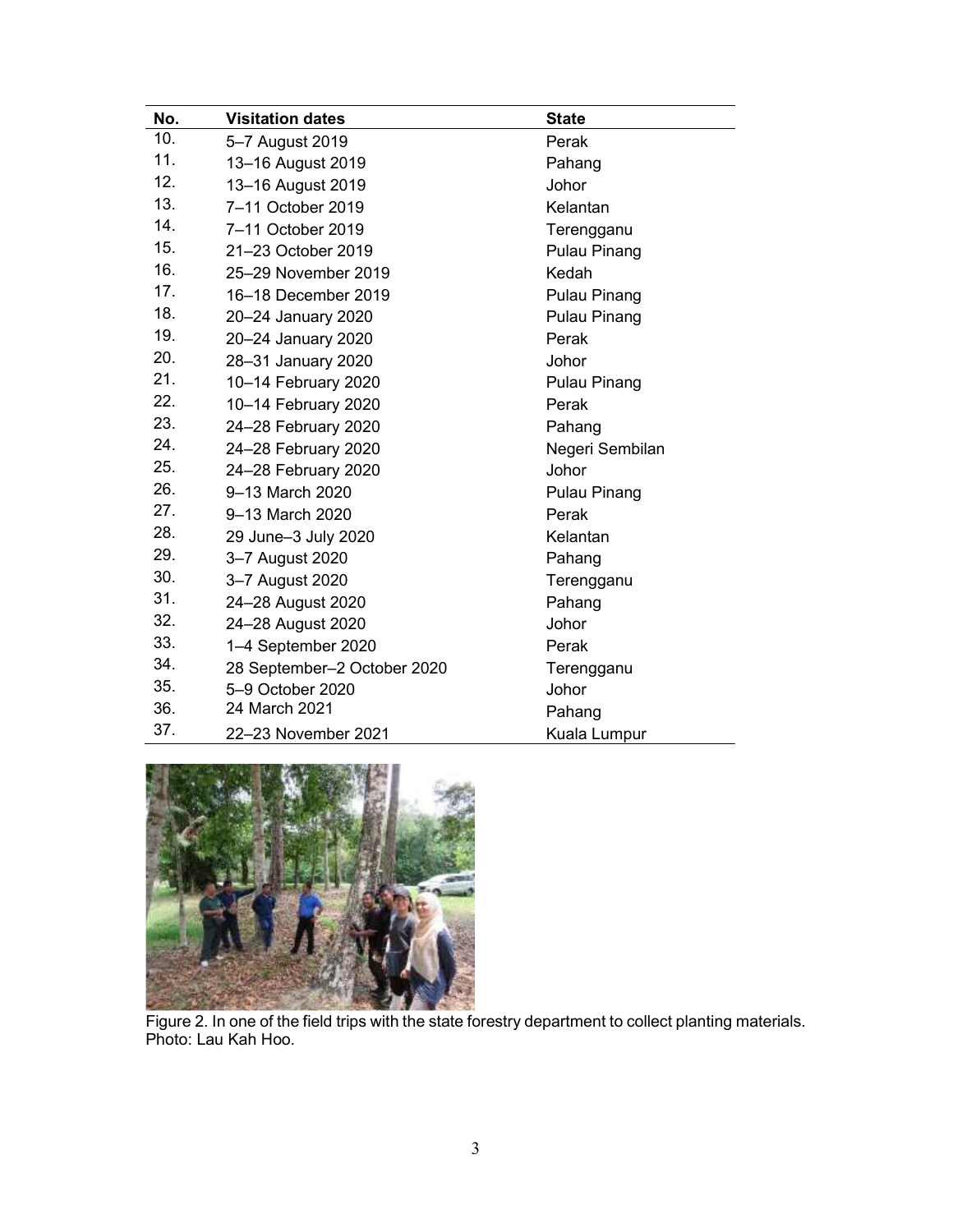| No. | Visitation dates | State |
|---|---|---|
| 10. | 5–7 August 2019 | Perak |
| 11. | 13–16 August 2019 | Pahang |
| 12. | 13–16 August 2019 | Johor |
| 13. | 7–11 October 2019 | Kelantan |
| 14. | 7–11 October 2019 | Terengganu |
| 15. | 21–23 October 2019 | Pulau Pinang |
| 16. | 25–29 November 2019 | Kedah |
| 17. | 16–18 December 2019 | Pulau Pinang |
| 18. | 20–24 January 2020 | Pulau Pinang |
| 19. | 20–24 January 2020 | Perak |
| 20. | 28–31 January 2020 | Johor |
| 21. | 10–14 February 2020 | Pulau Pinang |
| 22. | 10–14 February 2020 | Perak |
| 23. | 24–28 February 2020 | Pahang |
| 24. | 24–28 February 2020 | Negeri Sembilan |
| 25. | 24–28 February 2020 | Johor |
| 26. | 9–13 March 2020 | Pulau Pinang |
| 27. | 9–13 March 2020 | Perak |
| 28. | 29 June–3 July 2020 | Kelantan |
| 29. | 3–7 August 2020 | Pahang |
| 30. | 3–7 August 2020 | Terengganu |
| 31. | 24–28 August 2020 | Pahang |
| 32. | 24–28 August 2020 | Johor |
| 33. | 1–4 September 2020 | Perak |
| 34. | 28 September–2 October 2020 | Terengganu |
| 35. | 5–9 October 2020 | Johor |
| 36. | 24 March 2021 | Pahang |
| 37. | 22–23 November 2021 | Kuala Lumpur |

Figure 2. In one of the field trips with the state forestry department to collect planting materials. Photo: Lau Kah Hoo.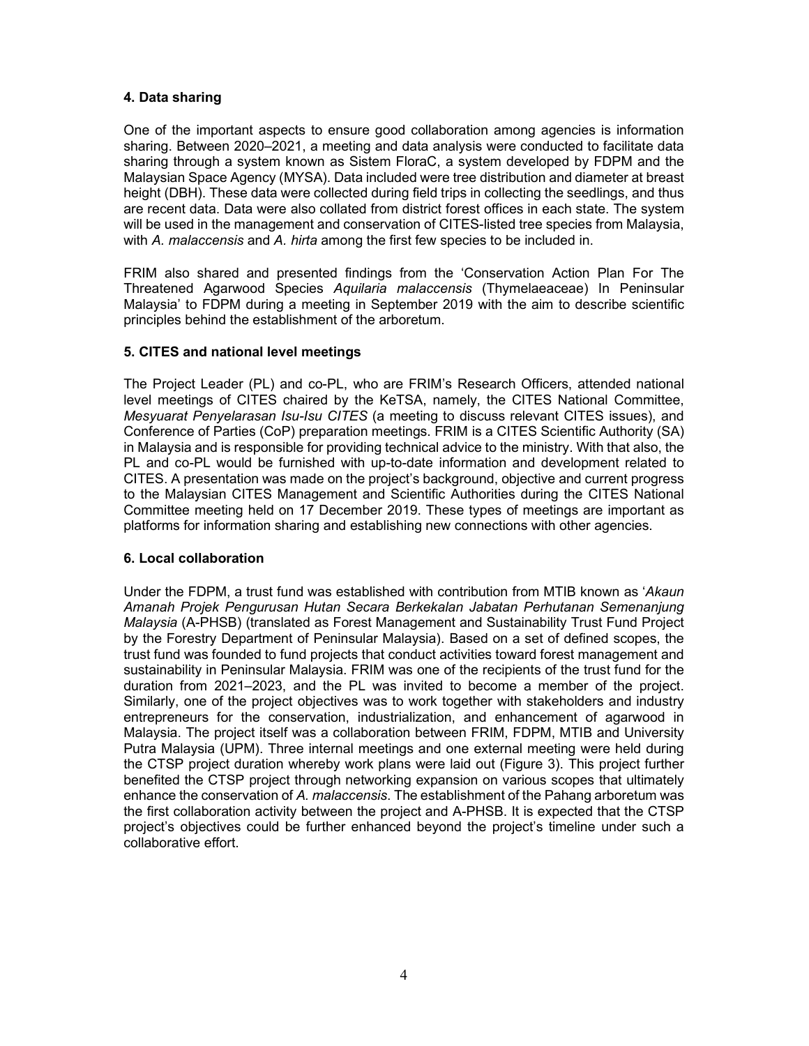### 4. Data sharing

One of the important aspects to ensure good collaboration among agencies is information sharing. Between 2020–2021, a meeting and data analysis were conducted to facilitate data sharing through a system known as Sistem FloraC, a system developed by FDPM and the Malaysian Space Agency (MYSA). Data included were tree distribution and diameter at breast height (DBH). These data were collected during field trips in collecting the seedlings, and thus are recent data. Data were also collated from district forest offices in each state. The system will be used in the management and conservation of CITES-listed tree species from Malaysia, with *A. malaccensis* and *A. hirta* among the first few species to be included in.

FRIM also shared and presented findings from the 'Conservation Action Plan For The Threatened Agarwood Species *Aquilaria malaccensis* (Thymelaeaceae) In Peninsular Malaysia' to FDPM during a meeting in September 2019 with the aim to describe scientific principles behind the establishment of the arboretum.

### 5. CITES and national level meetings

The Project Leader (PL) and co-PL, who are FRIM's Research Officers, attended national level meetings of CITES chaired by the KeTSA, namely, the CITES National Committee, *Mesyuarat Penyelarasan Isu-Isu CITES* (a meeting to discuss relevant CITES issues), and Conference of Parties (CoP) preparation meetings. FRIM is a CITES Scientific Authority (SA) in Malaysia and is responsible for providing technical advice to the ministry. With that also, the PL and co-PL would be furnished with up-to-date information and development related to CITES. A presentation was made on the project's background, objective and current progress to the Malaysian CITES Management and Scientific Authorities during the CITES National Committee meeting held on 17 December 2019. These types of meetings are important as platforms for information sharing and establishing new connections with other agencies.

### 6. Local collaboration

Under the FDPM, a trust fund was established with contribution from MTIB known as '*Akaun Amanah Projek Pengurusan Hutan Secara Berkekalan Jabatan Perhutanan Semenanjung Malaysia* (A-PHSB) (translated as Forest Management and Sustainability Trust Fund Project by the Forestry Department of Peninsular Malaysia). Based on a set of defined scopes, the trust fund was founded to fund projects that conduct activities toward forest management and sustainability in Peninsular Malaysia. FRIM was one of the recipients of the trust fund for the duration from 2021–2023, and the PL was invited to become a member of the project. Similarly, one of the project objectives was to work together with stakeholders and industry entrepreneurs for the conservation, industrialization, and enhancement of agarwood in Malaysia. The project itself was a collaboration between FRIM, FDPM, MTIB and University Putra Malaysia (UPM). Three internal meetings and one external meeting were held during the CTSP project duration whereby work plans were laid out (Figure 3). This project further benefited the CTSP project through networking expansion on various scopes that ultimately enhance the conservation of *A. malaccensis*. The establishment of the Pahang arboretum was the first collaboration activity between the project and A-PHSB. It is expected that the CTSP project's objectives could be further enhanced beyond the project's timeline under such a collaborative effort.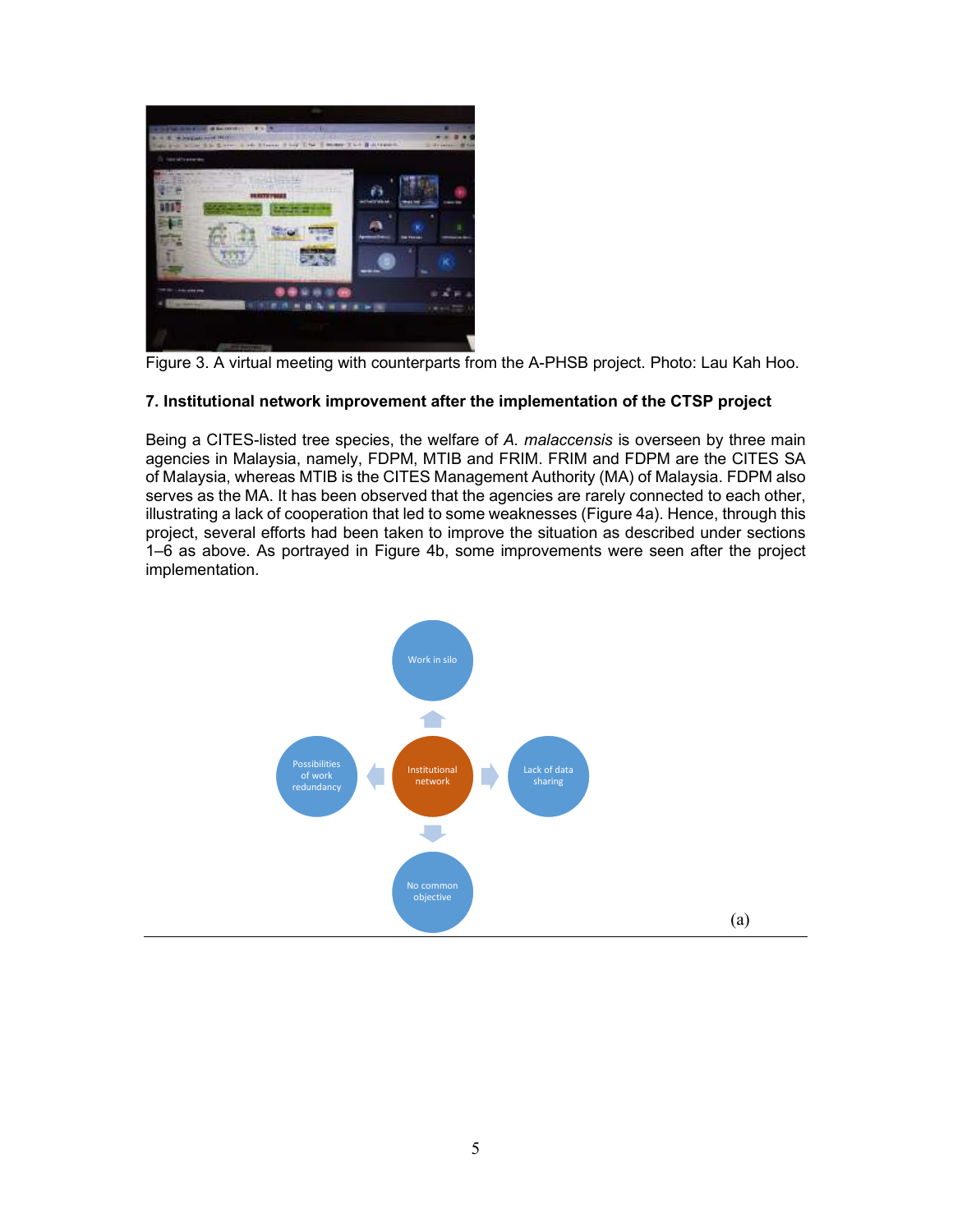Figure 3. A virtual meeting with counterparts from the A-PHSB project. Photo: Lau Kah Hoo.

**7. Institutional network improvement after the implementation of the CTSP project**

Being a CITES-listed tree species, the welfare of *A. malaccensis* is overseen by three main agencies in Malaysia, namely, FDPM, MTIB and FRIM. FRIM and FDPM are the CITES SA of Malaysia, whereas MTIB is the CITES Management Authority (MA) of Malaysia. FDPM also serves as the MA. It has been observed that the agencies are rarely connected to each other, illustrating a lack of cooperation that led to some weaknesses (Figure 4a). Hence, through this project, several efforts had been taken to improve the situation as described under sections 1–6 as above. As portrayed in Figure 4b, some improvements were seen after the project implementation.

Work in silo

Possibilities of work redundancy

Institutional network

Lack of data sharing

No common objective

(a)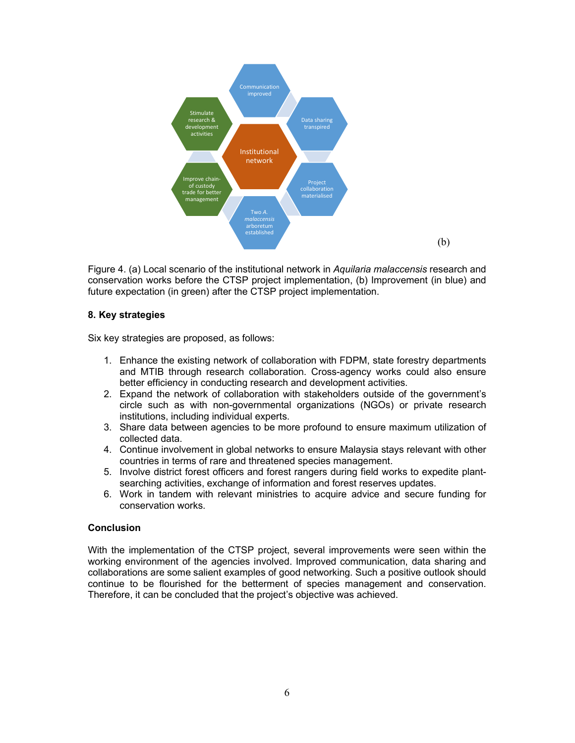Communication improved

Data sharing transpired

Project collaboration materialised

Two *A. malaccensis* arboretum established

Improve chain-of custody trade for better management

Stimulate research & development activities

Institutional network

(b)

Figure 4. (a) Local scenario of the institutional network in *Aquilaria malaccensis* research and conservation works before the CTSP project implementation, (b) Improvement (in blue) and future expectation (in green) after the CTSP project implementation.

## 8. Key strategies

Six key strategies are proposed, as follows:

1. Enhance the existing network of collaboration with FDPM, state forestry departments and MTIB through research collaboration. Cross-agency works could also ensure better efficiency in conducting research and development activities.
2. Expand the network of collaboration with stakeholders outside of the government's circle such as with non-governmental organizations (NGOs) or private research institutions, including individual experts.
3. Share data between agencies to be more profound to ensure maximum utilization of collected data.
4. Continue involvement in global networks to ensure Malaysia stays relevant with other countries in terms of rare and threatened species management.
5. Involve district forest officers and forest rangers during field works to expedite plant-searching activities, exchange of information and forest reserves updates.
6. Work in tandem with relevant ministries to acquire advice and secure funding for conservation works.

## Conclusion

With the implementation of the CTSP project, several improvements were seen within the working environment of the agencies involved. Improved communication, data sharing and collaborations are some salient examples of good networking. Such a positive outlook should continue to be flourished for the betterment of species management and conservation. Therefore, it can be concluded that the project's objective was achieved.